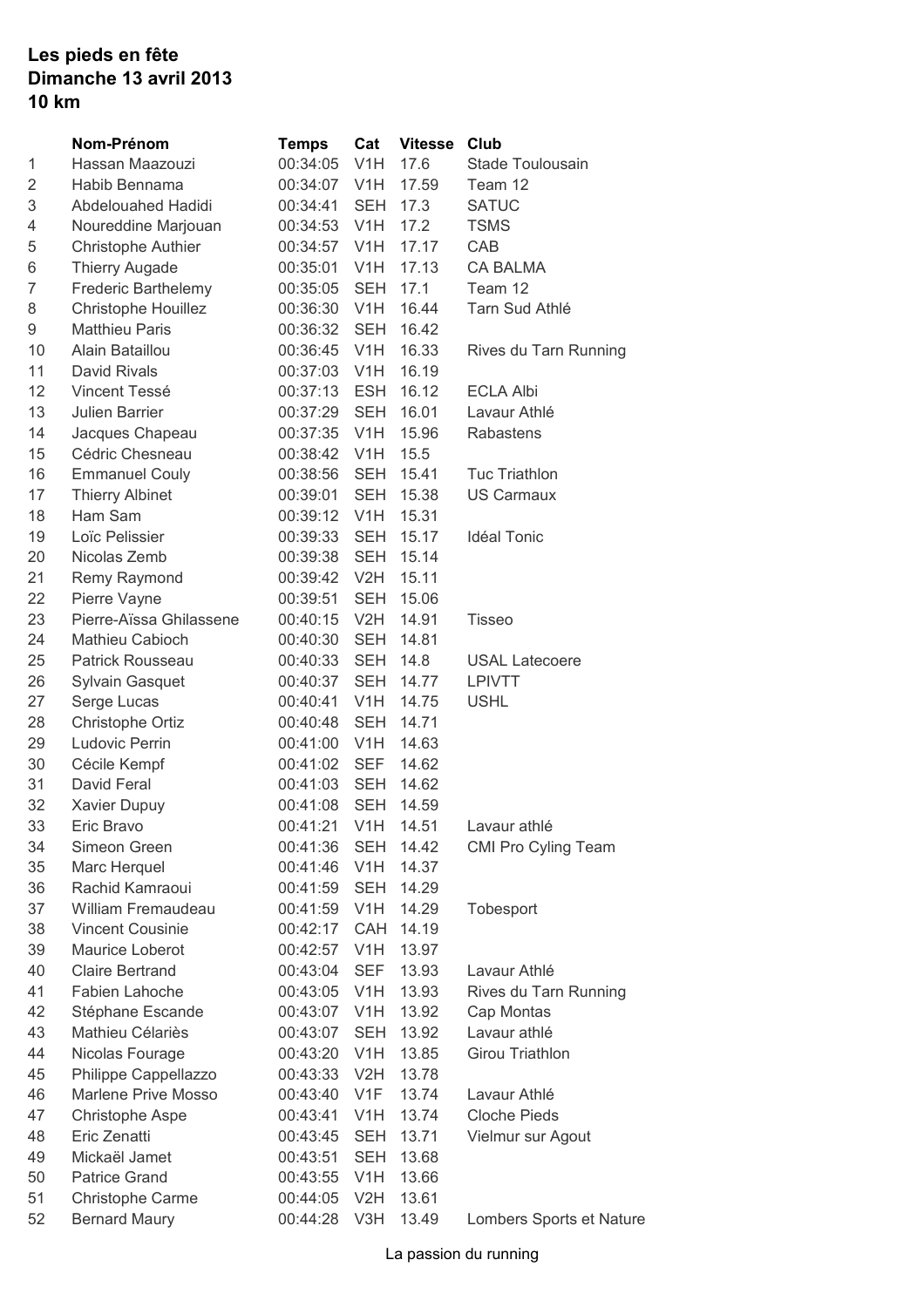**Les pieds en fête**
**Dimanche 13 avril 2013**
**10 km**

| | Nom-Prénom | Temps | Cat | Vitesse | Club |
|---|---|---|---|---|---|
| 1 | Hassan Maazouzi | 00:34:05 | V1H | 17.6 | Stade Toulousain |
| 2 | Habib Bennama | 00:34:07 | V1H | 17.59 | Team 12 |
| 3 | Abdelouahed Hadidi | 00:34:41 | SEH | 17.3 | SATUC |
| 4 | Noureddine Marjouan | 00:34:53 | V1H | 17.2 | TSMS |
| 5 | Christophe Authier | 00:34:57 | V1H | 17.17 | CAB |
| 6 | Thierry Augade | 00:35:01 | V1H | 17.13 | CA BALMA |
| 7 | Frederic Barthelemy | 00:35:05 | SEH | 17.1 | Team 12 |
| 8 | Christophe Houillez | 00:36:30 | V1H | 16.44 | Tarn Sud Athlé |
| 9 | Matthieu Paris | 00:36:32 | SEH | 16.42 | |
| 10 | Alain Bataillou | 00:36:45 | V1H | 16.33 | Rives du Tarn Running |
| 11 | David Rivals | 00:37:03 | V1H | 16.19 | |
| 12 | Vincent Tessé | 00:37:13 | ESH | 16.12 | ECLA Albi |
| 13 | Julien Barrier | 00:37:29 | SEH | 16.01 | Lavaur Athlé |
| 14 | Jacques Chapeau | 00:37:35 | V1H | 15.96 | Rabastens |
| 15 | Cédric Chesneau | 00:38:42 | V1H | 15.5 | |
| 16 | Emmanuel Couly | 00:38:56 | SEH | 15.41 | Tuc Triathlon |
| 17 | Thierry Albinet | 00:39:01 | SEH | 15.38 | US Carmaux |
| 18 | Ham Sam | 00:39:12 | V1H | 15.31 | |
| 19 | Loïc Pelissier | 00:39:33 | SEH | 15.17 | Idéal Tonic |
| 20 | Nicolas Zemb | 00:39:38 | SEH | 15.14 | |
| 21 | Remy Raymond | 00:39:42 | V2H | 15.11 | |
| 22 | Pierre Vayne | 00:39:51 | SEH | 15.06 | |
| 23 | Pierre-Aïssa Ghilassene | 00:40:15 | V2H | 14.91 | Tisseo |
| 24 | Mathieu Cabioch | 00:40:30 | SEH | 14.81 | |
| 25 | Patrick Rousseau | 00:40:33 | SEH | 14.8 | USAL Latecoere |
| 26 | Sylvain Gasquet | 00:40:37 | SEH | 14.77 | LPIVTT |
| 27 | Serge Lucas | 00:40:41 | V1H | 14.75 | USHL |
| 28 | Christophe Ortiz | 00:40:48 | SEH | 14.71 | |
| 29 | Ludovic Perrin | 00:41:00 | V1H | 14.63 | |
| 30 | Cécile Kempf | 00:41:02 | SEF | 14.62 | |
| 31 | David Feral | 00:41:03 | SEH | 14.62 | |
| 32 | Xavier Dupuy | 00:41:08 | SEH | 14.59 | |
| 33 | Eric Bravo | 00:41:21 | V1H | 14.51 | Lavaur athlé |
| 34 | Simeon Green | 00:41:36 | SEH | 14.42 | CMI Pro Cyling Team |
| 35 | Marc Herquel | 00:41:46 | V1H | 14.37 | |
| 36 | Rachid Kamraoui | 00:41:59 | SEH | 14.29 | |
| 37 | William Fremaudeau | 00:41:59 | V1H | 14.29 | Tobesport |
| 38 | Vincent Cousinie | 00:42:17 | CAH | 14.19 | |
| 39 | Maurice Loberot | 00:42:57 | V1H | 13.97 | |
| 40 | Claire Bertrand | 00:43:04 | SEF | 13.93 | Lavaur Athlé |
| 41 | Fabien Lahoche | 00:43:05 | V1H | 13.93 | Rives du Tarn Running |
| 42 | Stéphane Escande | 00:43:07 | V1H | 13.92 | Cap Montas |
| 43 | Mathieu Célariès | 00:43:07 | SEH | 13.92 | Lavaur athlé |
| 44 | Nicolas Fourage | 00:43:20 | V1H | 13.85 | Girou Triathlon |
| 45 | Philippe Cappellazzo | 00:43:33 | V2H | 13.78 | |
| 46 | Marlene Prive Mosso | 00:43:40 | V1F | 13.74 | Lavaur Athlé |
| 47 | Christophe Aspe | 00:43:41 | V1H | 13.74 | Cloche Pieds |
| 48 | Eric Zenatti | 00:43:45 | SEH | 13.71 | Vielmur sur Agout |
| 49 | Mickaël Jamet | 00:43:51 | SEH | 13.68 | |
| 50 | Patrice Grand | 00:43:55 | V1H | 13.66 | |
| 51 | Christophe Carme | 00:44:05 | V2H | 13.61 | |
| 52 | Bernard Maury | 00:44:28 | V3H | 13.49 | Lombers Sports et Nature |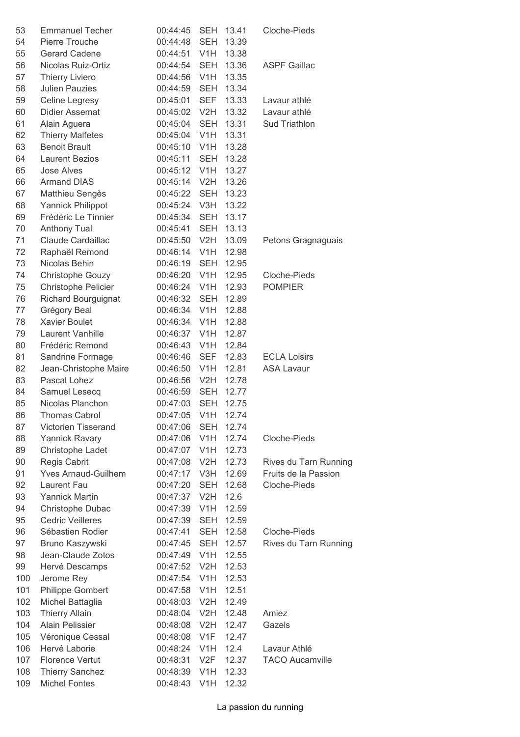| | | | | | |
|---|---|---|---|---|---|
| 53 | Emmanuel Techer | 00:44:45 | SEH | 13.41 | Cloche-Pieds |
| 54 | Pierre Trouche | 00:44:48 | SEH | 13.39 | |
| 55 | Gerard Cadene | 00:44:51 | V1H | 13.38 | |
| 56 | Nicolas Ruiz-Ortiz | 00:44:54 | SEH | 13.36 | ASPF Gaillac |
| 57 | Thierry Liviero | 00:44:56 | V1H | 13.35 | |
| 58 | Julien Pauzies | 00:44:59 | SEH | 13.34 | |
| 59 | Celine Legresy | 00:45:01 | SEF | 13.33 | Lavaur athlé |
| 60 | Didier Assemat | 00:45:02 | V2H | 13.32 | Lavaur athlé |
| 61 | Alain Aguera | 00:45:04 | SEH | 13.31 | Sud Triathlon |
| 62 | Thierry Malfetes | 00:45:04 | V1H | 13.31 | |
| 63 | Benoit Brault | 00:45:10 | V1H | 13.28 | |
| 64 | Laurent Bezios | 00:45:11 | SEH | 13.28 | |
| 65 | Jose Alves | 00:45:12 | V1H | 13.27 | |
| 66 | Armand DIAS | 00:45:14 | V2H | 13.26 | |
| 67 | Matthieu Sengès | 00:45:22 | SEH | 13.23 | |
| 68 | Yannick Philippot | 00:45:24 | V3H | 13.22 | |
| 69 | Frédéric Le Tinnier | 00:45:34 | SEH | 13.17 | |
| 70 | Anthony Tual | 00:45:41 | SEH | 13.13 | |
| 71 | Claude Cardaillac | 00:45:50 | V2H | 13.09 | Petons Gragnaguais |
| 72 | Raphaël Remond | 00:46:14 | V1H | 12.98 | |
| 73 | Nicolas Behin | 00:46:19 | SEH | 12.95 | |
| 74 | Christophe Gouzy | 00:46:20 | V1H | 12.95 | Cloche-Pieds |
| 75 | Christophe Pelicier | 00:46:24 | V1H | 12.93 | POMPIER |
| 76 | Richard Bourguignat | 00:46:32 | SEH | 12.89 | |
| 77 | Grégory Beal | 00:46:34 | V1H | 12.88 | |
| 78 | Xavier Boulet | 00:46:34 | V1H | 12.88 | |
| 79 | Laurent Vanhille | 00:46:37 | V1H | 12.87 | |
| 80 | Frédéric Remond | 00:46:43 | V1H | 12.84 | |
| 81 | Sandrine Formage | 00:46:46 | SEF | 12.83 | ECLA Loisirs |
| 82 | Jean-Christophe Maire | 00:46:50 | V1H | 12.81 | ASA Lavaur |
| 83 | Pascal Lohez | 00:46:56 | V2H | 12.78 | |
| 84 | Samuel Lesecq | 00:46:59 | SEH | 12.77 | |
| 85 | Nicolas Planchon | 00:47:03 | SEH | 12.75 | |
| 86 | Thomas Cabrol | 00:47:05 | V1H | 12.74 | |
| 87 | Victorien Tisserand | 00:47:06 | SEH | 12.74 | |
| 88 | Yannick Ravary | 00:47:06 | V1H | 12.74 | Cloche-Pieds |
| 89 | Christophe Ladet | 00:47:07 | V1H | 12.73 | |
| 90 | Regis Cabrit | 00:47:08 | V2H | 12.73 | Rives du Tarn Running |
| 91 | Yves Arnaud-Guilhem | 00:47:17 | V3H | 12.69 | Fruits de la Passion |
| 92 | Laurent Fau | 00:47:20 | SEH | 12.68 | Cloche-Pieds |
| 93 | Yannick Martin | 00:47:37 | V2H | 12.6 | |
| 94 | Christophe Dubac | 00:47:39 | V1H | 12.59 | |
| 95 | Cedric Veilleres | 00:47:39 | SEH | 12.59 | |
| 96 | Sébastien Rodier | 00:47:41 | SEH | 12.58 | Cloche-Pieds |
| 97 | Bruno Kaszywski | 00:47:45 | SEH | 12.57 | Rives du Tarn Running |
| 98 | Jean-Claude Zotos | 00:47:49 | V1H | 12.55 | |
| 99 | Hervé Descamps | 00:47:52 | V2H | 12.53 | |
| 100 | Jerome Rey | 00:47:54 | V1H | 12.53 | |
| 101 | Philippe Gombert | 00:47:58 | V1H | 12.51 | |
| 102 | Michel Battaglia | 00:48:03 | V2H | 12.49 | |
| 103 | Thierry Allain | 00:48:04 | V2H | 12.48 | Amiez |
| 104 | Alain Pelissier | 00:48:08 | V2H | 12.47 | Gazels |
| 105 | Véronique Cessal | 00:48:08 | V1F | 12.47 | |
| 106 | Hervé Laborie | 00:48:24 | V1H | 12.4 | Lavaur Athlé |
| 107 | Florence Vertut | 00:48:31 | V2F | 12.37 | TACO Aucamville |
| 108 | Thierry Sanchez | 00:48:39 | V1H | 12.33 | |
| 109 | Michel Fontes | 00:48:43 | V1H | 12.32 | |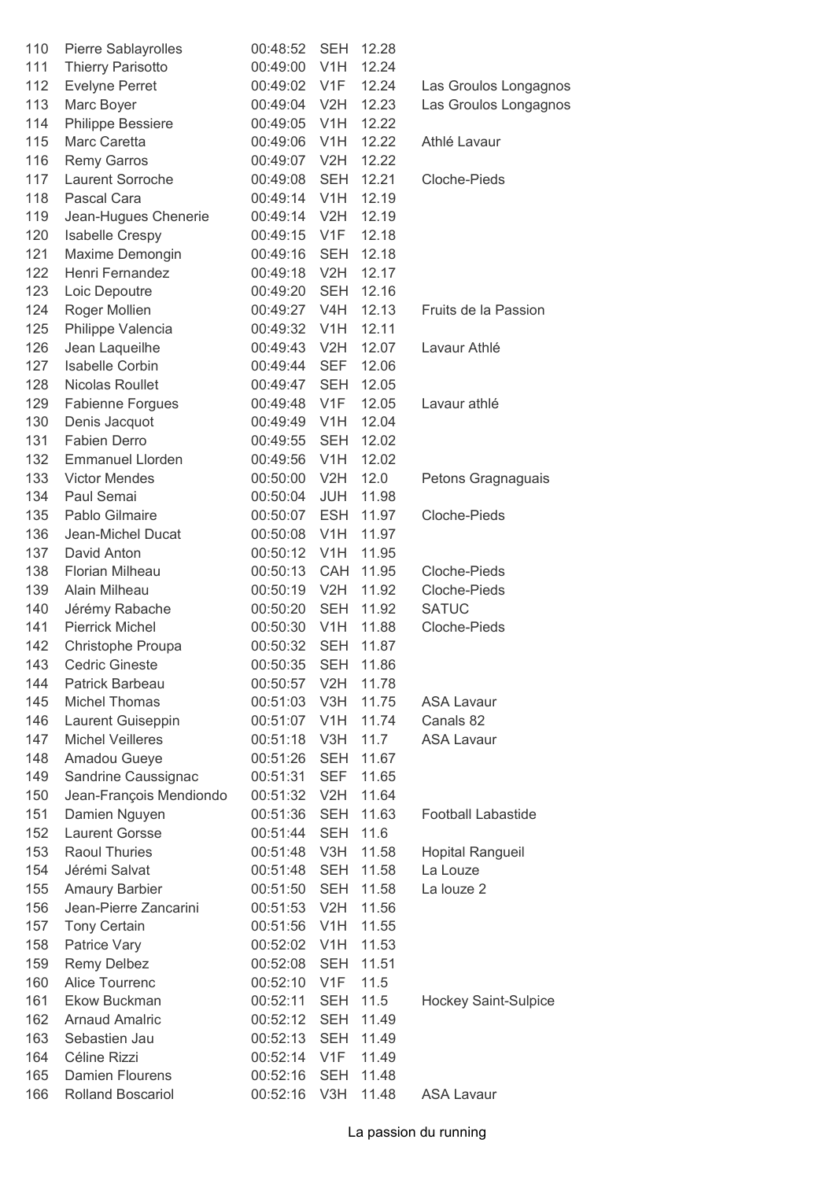| | | | | | |
|---|---|---|---|---|---|
| 110 | Pierre Sablayrolles | 00:48:52 | SEH | 12.28 | |
| 111 | Thierry Parisotto | 00:49:00 | V1H | 12.24 | |
| 112 | Evelyne Perret | 00:49:02 | V1F | 12.24 | Las Groulos Longagnos |
| 113 | Marc Boyer | 00:49:04 | V2H | 12.23 | Las Groulos Longagnos |
| 114 | Philippe Bessiere | 00:49:05 | V1H | 12.22 | |
| 115 | Marc Caretta | 00:49:06 | V1H | 12.22 | Athlé Lavaur |
| 116 | Remy Garros | 00:49:07 | V2H | 12.22 | |
| 117 | Laurent Sorroche | 00:49:08 | SEH | 12.21 | Cloche-Pieds |
| 118 | Pascal Cara | 00:49:14 | V1H | 12.19 | |
| 119 | Jean-Hugues Chenerie | 00:49:14 | V2H | 12.19 | |
| 120 | Isabelle Crespy | 00:49:15 | V1F | 12.18 | |
| 121 | Maxime Demongin | 00:49:16 | SEH | 12.18 | |
| 122 | Henri Fernandez | 00:49:18 | V2H | 12.17 | |
| 123 | Loic Depoutre | 00:49:20 | SEH | 12.16 | |
| 124 | Roger Mollien | 00:49:27 | V4H | 12.13 | Fruits de la Passion |
| 125 | Philippe Valencia | 00:49:32 | V1H | 12.11 | |
| 126 | Jean Laqueilhe | 00:49:43 | V2H | 12.07 | Lavaur Athlé |
| 127 | Isabelle Corbin | 00:49:44 | SEF | 12.06 | |
| 128 | Nicolas Roullet | 00:49:47 | SEH | 12.05 | |
| 129 | Fabienne Forgues | 00:49:48 | V1F | 12.05 | Lavaur athlé |
| 130 | Denis Jacquot | 00:49:49 | V1H | 12.04 | |
| 131 | Fabien Derro | 00:49:55 | SEH | 12.02 | |
| 132 | Emmanuel Llorden | 00:49:56 | V1H | 12.02 | |
| 133 | Victor Mendes | 00:50:00 | V2H | 12.0 | Petons Gragnaguais |
| 134 | Paul Semai | 00:50:04 | JUH | 11.98 | |
| 135 | Pablo Gilmaire | 00:50:07 | ESH | 11.97 | Cloche-Pieds |
| 136 | Jean-Michel Ducat | 00:50:08 | V1H | 11.97 | |
| 137 | David Anton | 00:50:12 | V1H | 11.95 | |
| 138 | Florian Milheau | 00:50:13 | CAH | 11.95 | Cloche-Pieds |
| 139 | Alain Milheau | 00:50:19 | V2H | 11.92 | Cloche-Pieds |
| 140 | Jérémy Rabache | 00:50:20 | SEH | 11.92 | SATUC |
| 141 | Pierrick Michel | 00:50:30 | V1H | 11.88 | Cloche-Pieds |
| 142 | Christophe Proupa | 00:50:32 | SEH | 11.87 | |
| 143 | Cedric Gineste | 00:50:35 | SEH | 11.86 | |
| 144 | Patrick Barbeau | 00:50:57 | V2H | 11.78 | |
| 145 | Michel Thomas | 00:51:03 | V3H | 11.75 | ASA Lavaur |
| 146 | Laurent Guiseppin | 00:51:07 | V1H | 11.74 | Canals 82 |
| 147 | Michel Veilleres | 00:51:18 | V3H | 11.7 | ASA Lavaur |
| 148 | Amadou Gueye | 00:51:26 | SEH | 11.67 | |
| 149 | Sandrine Caussignac | 00:51:31 | SEF | 11.65 | |
| 150 | Jean-François Mendiondo | 00:51:32 | V2H | 11.64 | |
| 151 | Damien Nguyen | 00:51:36 | SEH | 11.63 | Football Labastide |
| 152 | Laurent Gorsse | 00:51:44 | SEH | 11.6 | |
| 153 | Raoul Thuries | 00:51:48 | V3H | 11.58 | Hopital Rangueil |
| 154 | Jérémi Salvat | 00:51:48 | SEH | 11.58 | La Louze |
| 155 | Amaury Barbier | 00:51:50 | SEH | 11.58 | La louze 2 |
| 156 | Jean-Pierre Zancarini | 00:51:53 | V2H | 11.56 | |
| 157 | Tony Certain | 00:51:56 | V1H | 11.55 | |
| 158 | Patrice Vary | 00:52:02 | V1H | 11.53 | |
| 159 | Remy Delbez | 00:52:08 | SEH | 11.51 | |
| 160 | Alice Tourrenc | 00:52:10 | V1F | 11.5 | |
| 161 | Ekow Buckman | 00:52:11 | SEH | 11.5 | Hockey Saint-Sulpice |
| 162 | Arnaud Amalric | 00:52:12 | SEH | 11.49 | |
| 163 | Sebastien Jau | 00:52:13 | SEH | 11.49 | |
| 164 | Céline Rizzi | 00:52:14 | V1F | 11.49 | |
| 165 | Damien Flourens | 00:52:16 | SEH | 11.48 | |
| 166 | Rolland Boscariol | 00:52:16 | V3H | 11.48 | ASA Lavaur |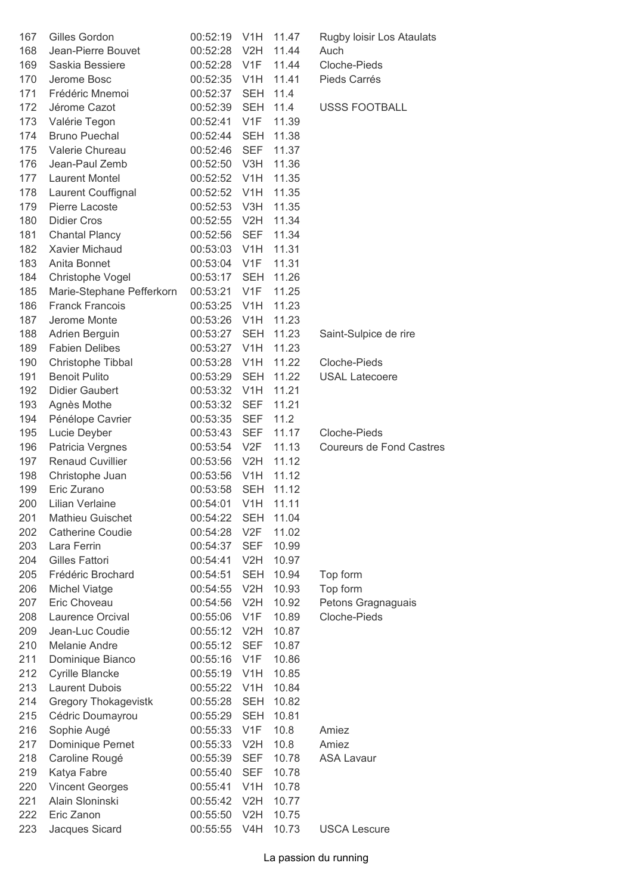| | | | | | |
|---|---|---|---|---|---|
| 167 | Gilles Gordon | 00:52:19 | V1H | 11.47 | Rugby loisir Los Ataulats |
| 168 | Jean-Pierre Bouvet | 00:52:28 | V2H | 11.44 | Auch |
| 169 | Saskia Bessiere | 00:52:28 | V1F | 11.44 | Cloche-Pieds |
| 170 | Jerome Bosc | 00:52:35 | V1H | 11.41 | Pieds Carrés |
| 171 | Frédéric Mnemoi | 00:52:37 | SEH | 11.4 | |
| 172 | Jérome Cazot | 00:52:39 | SEH | 11.4 | USSS FOOTBALL |
| 173 | Valérie Tegon | 00:52:41 | V1F | 11.39 | |
| 174 | Bruno Puechal | 00:52:44 | SEH | 11.38 | |
| 175 | Valerie Chureau | 00:52:46 | SEF | 11.37 | |
| 176 | Jean-Paul Zemb | 00:52:50 | V3H | 11.36 | |
| 177 | Laurent Montel | 00:52:52 | V1H | 11.35 | |
| 178 | Laurent Couffignal | 00:52:52 | V1H | 11.35 | |
| 179 | Pierre Lacoste | 00:52:53 | V3H | 11.35 | |
| 180 | Didier Cros | 00:52:55 | V2H | 11.34 | |
| 181 | Chantal Plancy | 00:52:56 | SEF | 11.34 | |
| 182 | Xavier Michaud | 00:53:03 | V1H | 11.31 | |
| 183 | Anita Bonnet | 00:53:04 | V1F | 11.31 | |
| 184 | Christophe Vogel | 00:53:17 | SEH | 11.26 | |
| 185 | Marie-Stephane Pefferkorn | 00:53:21 | V1F | 11.25 | |
| 186 | Franck Francois | 00:53:25 | V1H | 11.23 | |
| 187 | Jerome Monte | 00:53:26 | V1H | 11.23 | |
| 188 | Adrien Berguin | 00:53:27 | SEH | 11.23 | Saint-Sulpice de rire |
| 189 | Fabien Delibes | 00:53:27 | V1H | 11.23 | |
| 190 | Christophe Tibbal | 00:53:28 | V1H | 11.22 | Cloche-Pieds |
| 191 | Benoit Pulito | 00:53:29 | SEH | 11.22 | USAL Latecoere |
| 192 | Didier Gaubert | 00:53:32 | V1H | 11.21 | |
| 193 | Agnès Mothe | 00:53:32 | SEF | 11.21 | |
| 194 | Pénélope Cavrier | 00:53:35 | SEF | 11.2 | |
| 195 | Lucie Deyber | 00:53:43 | SEF | 11.17 | Cloche-Pieds |
| 196 | Patricia Vergnes | 00:53:54 | V2F | 11.13 | Coureurs de Fond Castres |
| 197 | Renaud Cuvillier | 00:53:56 | V2H | 11.12 | |
| 198 | Christophe Juan | 00:53:56 | V1H | 11.12 | |
| 199 | Eric Zurano | 00:53:58 | SEH | 11.12 | |
| 200 | Lilian Verlaine | 00:54:01 | V1H | 11.11 | |
| 201 | Mathieu Guischet | 00:54:22 | SEH | 11.04 | |
| 202 | Catherine Coudie | 00:54:28 | V2F | 11.02 | |
| 203 | Lara Ferrin | 00:54:37 | SEF | 10.99 | |
| 204 | Gilles Fattori | 00:54:41 | V2H | 10.97 | |
| 205 | Frédéric Brochard | 00:54:51 | SEH | 10.94 | Top form |
| 206 | Michel Viatge | 00:54:55 | V2H | 10.93 | Top form |
| 207 | Eric Choveau | 00:54:56 | V2H | 10.92 | Petons Gragnaguais |
| 208 | Laurence Orcival | 00:55:06 | V1F | 10.89 | Cloche-Pieds |
| 209 | Jean-Luc Coudie | 00:55:12 | V2H | 10.87 | |
| 210 | Melanie Andre | 00:55:12 | SEF | 10.87 | |
| 211 | Dominique Bianco | 00:55:16 | V1F | 10.86 | |
| 212 | Cyrille Blancke | 00:55:19 | V1H | 10.85 | |
| 213 | Laurent Dubois | 00:55:22 | V1H | 10.84 | |
| 214 | Gregory Thokagevistk | 00:55:28 | SEH | 10.82 | |
| 215 | Cédric Doumayrou | 00:55:29 | SEH | 10.81 | |
| 216 | Sophie Augé | 00:55:33 | V1F | 10.8 | Amiez |
| 217 | Dominique Pernet | 00:55:33 | V2H | 10.8 | Amiez |
| 218 | Caroline Rougé | 00:55:39 | SEF | 10.78 | ASA Lavaur |
| 219 | Katya Fabre | 00:55:40 | SEF | 10.78 | |
| 220 | Vincent Georges | 00:55:41 | V1H | 10.78 | |
| 221 | Alain Sloninski | 00:55:42 | V2H | 10.77 | |
| 222 | Eric Zanon | 00:55:50 | V2H | 10.75 | |
| 223 | Jacques Sicard | 00:55:55 | V4H | 10.73 | USCA Lescure |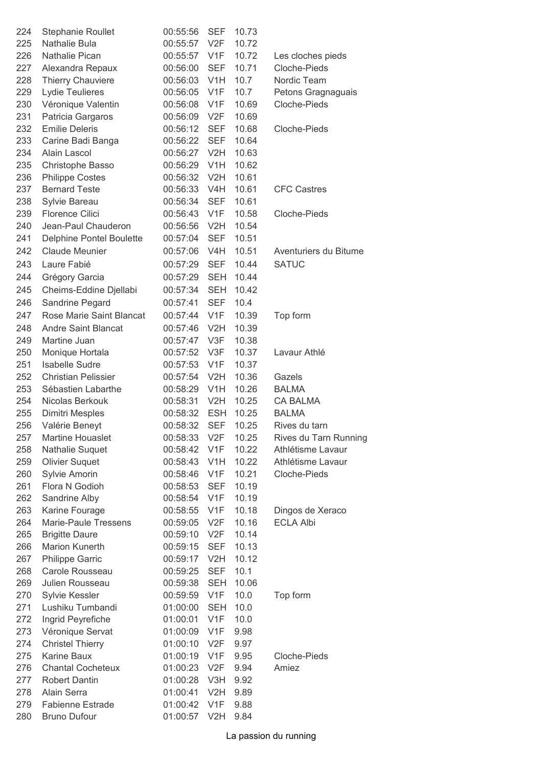| | | | | | |
|---|---|---|---|---|---|
| 224 | Stephanie Roullet | 00:55:56 | SEF | 10.73 | |
| 225 | Nathalie Bula | 00:55:57 | V2F | 10.72 | |
| 226 | Nathalie Pican | 00:55:57 | V1F | 10.72 | Les cloches pieds |
| 227 | Alexandra Repaux | 00:56:00 | SEF | 10.71 | Cloche-Pieds |
| 228 | Thierry Chauviere | 00:56:03 | V1H | 10.7 | Nordic Team |
| 229 | Lydie Teulieres | 00:56:05 | V1F | 10.7 | Petons Gragnaguais |
| 230 | Véronique Valentin | 00:56:08 | V1F | 10.69 | Cloche-Pieds |
| 231 | Patricia Gargaros | 00:56:09 | V2F | 10.69 | |
| 232 | Emilie Deleris | 00:56:12 | SEF | 10.68 | Cloche-Pieds |
| 233 | Carine Badi Banga | 00:56:22 | SEF | 10.64 | |
| 234 | Alain Lascol | 00:56:27 | V2H | 10.63 | |
| 235 | Christophe Basso | 00:56:29 | V1H | 10.62 | |
| 236 | Philippe Costes | 00:56:32 | V2H | 10.61 | |
| 237 | Bernard Teste | 00:56:33 | V4H | 10.61 | CFC Castres |
| 238 | Sylvie Bareau | 00:56:34 | SEF | 10.61 | |
| 239 | Florence Cilici | 00:56:43 | V1F | 10.58 | Cloche-Pieds |
| 240 | Jean-Paul Chauderon | 00:56:56 | V2H | 10.54 | |
| 241 | Delphine Pontel Boulette | 00:57:04 | SEF | 10.51 | |
| 242 | Claude Meunier | 00:57:06 | V4H | 10.51 | Aventuriers du Bitume |
| 243 | Laure Fabié | 00:57:29 | SEF | 10.44 | SATUC |
| 244 | Grégory Garcia | 00:57:29 | SEH | 10.44 | |
| 245 | Cheims-Eddine Djellabi | 00:57:34 | SEH | 10.42 | |
| 246 | Sandrine Pegard | 00:57:41 | SEF | 10.4 | |
| 247 | Rose Marie Saint Blancat | 00:57:44 | V1F | 10.39 | Top form |
| 248 | Andre Saint Blancat | 00:57:46 | V2H | 10.39 | |
| 249 | Martine Juan | 00:57:47 | V3F | 10.38 | |
| 250 | Monique Hortala | 00:57:52 | V3F | 10.37 | Lavaur Athlé |
| 251 | Isabelle Sudre | 00:57:53 | V1F | 10.37 | |
| 252 | Christian Pelissier | 00:57:54 | V2H | 10.36 | Gazels |
| 253 | Sébastien Labarthe | 00:58:29 | V1H | 10.26 | BALMA |
| 254 | Nicolas Berkouk | 00:58:31 | V2H | 10.25 | CA BALMA |
| 255 | Dimitri Mesples | 00:58:32 | ESH | 10.25 | BALMA |
| 256 | Valérie Beneyt | 00:58:32 | SEF | 10.25 | Rives du tarn |
| 257 | Martine Houaslet | 00:58:33 | V2F | 10.25 | Rives du Tarn Running |
| 258 | Nathalie Suquet | 00:58:42 | V1F | 10.22 | Athlétisme Lavaur |
| 259 | Olivier Suquet | 00:58:43 | V1H | 10.22 | Athlétisme Lavaur |
| 260 | Sylvie Amorin | 00:58:46 | V1F | 10.21 | Cloche-Pieds |
| 261 | Flora N Godioh | 00:58:53 | SEF | 10.19 | |
| 262 | Sandrine Alby | 00:58:54 | V1F | 10.19 | |
| 263 | Karine Fourage | 00:58:55 | V1F | 10.18 | Dingos de Xeraco |
| 264 | Marie-Paule Tressens | 00:59:05 | V2F | 10.16 | ECLA Albi |
| 265 | Brigitte Daure | 00:59:10 | V2F | 10.14 | |
| 266 | Marion Kunerth | 00:59:15 | SEF | 10.13 | |
| 267 | Philippe Garric | 00:59:17 | V2H | 10.12 | |
| 268 | Carole Rousseau | 00:59:25 | SEF | 10.1 | |
| 269 | Julien Rousseau | 00:59:38 | SEH | 10.06 | |
| 270 | Sylvie Kessler | 00:59:59 | V1F | 10.0 | Top form |
| 271 | Lushiku Tumbandi | 01:00:00 | SEH | 10.0 | |
| 272 | Ingrid Peyrefiche | 01:00:01 | V1F | 10.0 | |
| 273 | Véronique Servat | 01:00:09 | V1F | 9.98 | |
| 274 | Christel Thierry | 01:00:10 | V2F | 9.97 | |
| 275 | Karine Baux | 01:00:19 | V1F | 9.95 | Cloche-Pieds |
| 276 | Chantal Cocheteux | 01:00:23 | V2F | 9.94 | Amiez |
| 277 | Robert Dantin | 01:00:28 | V3H | 9.92 | |
| 278 | Alain Serra | 01:00:41 | V2H | 9.89 | |
| 279 | Fabienne Estrade | 01:00:42 | V1F | 9.88 | |
| 280 | Bruno Dufour | 01:00:57 | V2H | 9.84 | |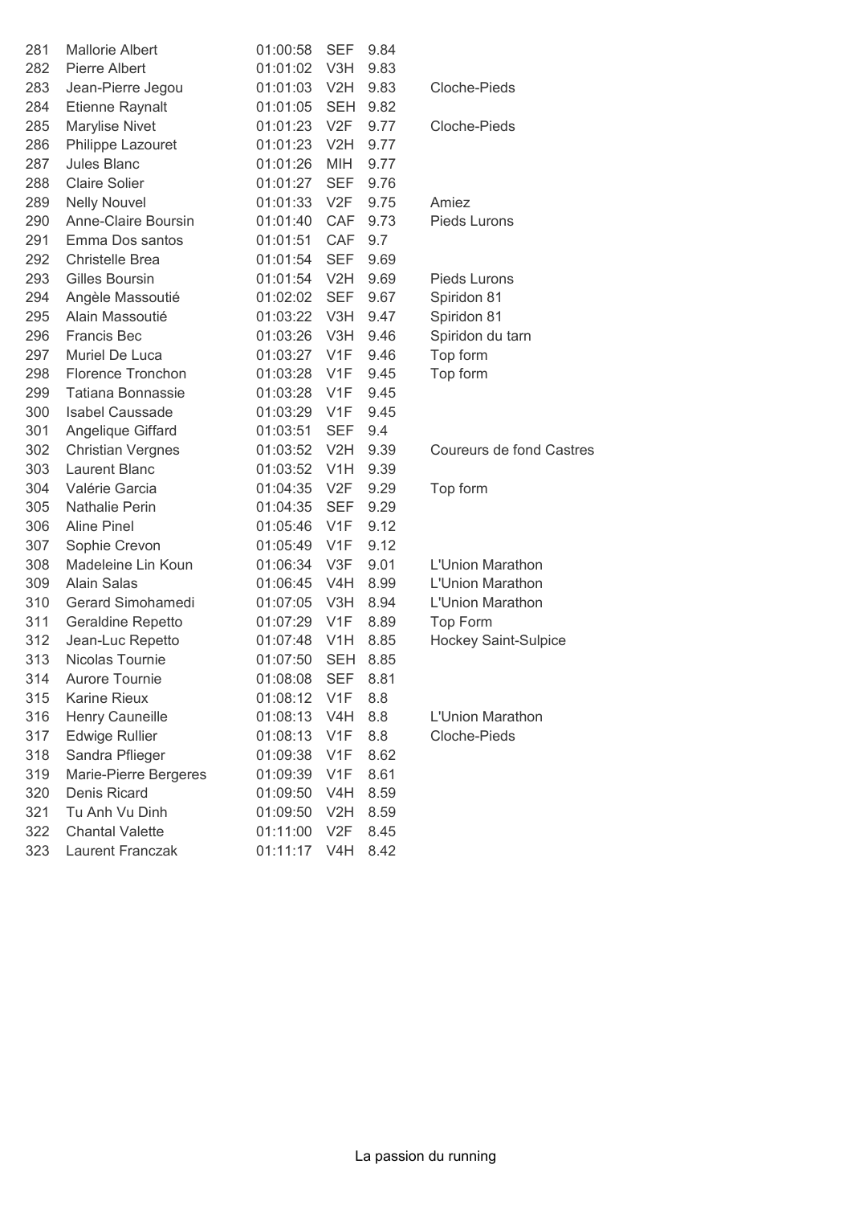| | | | | | |
|---|---|---|---|---|---|
| 281 | Mallorie Albert | 01:00:58 | SEF | 9.84 | |
| 282 | Pierre Albert | 01:01:02 | V3H | 9.83 | |
| 283 | Jean-Pierre Jegou | 01:01:03 | V2H | 9.83 | Cloche-Pieds |
| 284 | Etienne Raynalt | 01:01:05 | SEH | 9.82 | |
| 285 | Marylise Nivet | 01:01:23 | V2F | 9.77 | Cloche-Pieds |
| 286 | Philippe Lazouret | 01:01:23 | V2H | 9.77 | |
| 287 | Jules Blanc | 01:01:26 | MIH | 9.77 | |
| 288 | Claire Solier | 01:01:27 | SEF | 9.76 | |
| 289 | Nelly Nouvel | 01:01:33 | V2F | 9.75 | Amiez |
| 290 | Anne-Claire Boursin | 01:01:40 | CAF | 9.73 | Pieds Lurons |
| 291 | Emma Dos santos | 01:01:51 | CAF | 9.7 | |
| 292 | Christelle Brea | 01:01:54 | SEF | 9.69 | |
| 293 | Gilles Boursin | 01:01:54 | V2H | 9.69 | Pieds Lurons |
| 294 | Angèle Massoutié | 01:02:02 | SEF | 9.67 | Spiridon 81 |
| 295 | Alain Massoutié | 01:03:22 | V3H | 9.47 | Spiridon 81 |
| 296 | Francis Bec | 01:03:26 | V3H | 9.46 | Spiridon du tarn |
| 297 | Muriel De Luca | 01:03:27 | V1F | 9.46 | Top form |
| 298 | Florence Tronchon | 01:03:28 | V1F | 9.45 | Top form |
| 299 | Tatiana Bonnassie | 01:03:28 | V1F | 9.45 | |
| 300 | Isabel Caussade | 01:03:29 | V1F | 9.45 | |
| 301 | Angelique Giffard | 01:03:51 | SEF | 9.4 | |
| 302 | Christian Vergnes | 01:03:52 | V2H | 9.39 | Coureurs de fond Castres |
| 303 | Laurent Blanc | 01:03:52 | V1H | 9.39 | |
| 304 | Valérie Garcia | 01:04:35 | V2F | 9.29 | Top form |
| 305 | Nathalie Perin | 01:04:35 | SEF | 9.29 | |
| 306 | Aline Pinel | 01:05:46 | V1F | 9.12 | |
| 307 | Sophie Crevon | 01:05:49 | V1F | 9.12 | |
| 308 | Madeleine Lin Koun | 01:06:34 | V3F | 9.01 | L'Union Marathon |
| 309 | Alain Salas | 01:06:45 | V4H | 8.99 | L'Union Marathon |
| 310 | Gerard Simohamedi | 01:07:05 | V3H | 8.94 | L'Union Marathon |
| 311 | Geraldine Repetto | 01:07:29 | V1F | 8.89 | Top Form |
| 312 | Jean-Luc Repetto | 01:07:48 | V1H | 8.85 | Hockey Saint-Sulpice |
| 313 | Nicolas Tournie | 01:07:50 | SEH | 8.85 | |
| 314 | Aurore Tournie | 01:08:08 | SEF | 8.81 | |
| 315 | Karine Rieux | 01:08:12 | V1F | 8.8 | |
| 316 | Henry Cauneille | 01:08:13 | V4H | 8.8 | L'Union Marathon |
| 317 | Edwige Rullier | 01:08:13 | V1F | 8.8 | Cloche-Pieds |
| 318 | Sandra Pflieger | 01:09:38 | V1F | 8.62 | |
| 319 | Marie-Pierre Bergeres | 01:09:39 | V1F | 8.61 | |
| 320 | Denis Ricard | 01:09:50 | V4H | 8.59 | |
| 321 | Tu Anh Vu Dinh | 01:09:50 | V2H | 8.59 | |
| 322 | Chantal Valette | 01:11:00 | V2F | 8.45 | |
| 323 | Laurent Franczak | 01:11:17 | V4H | 8.42 | |